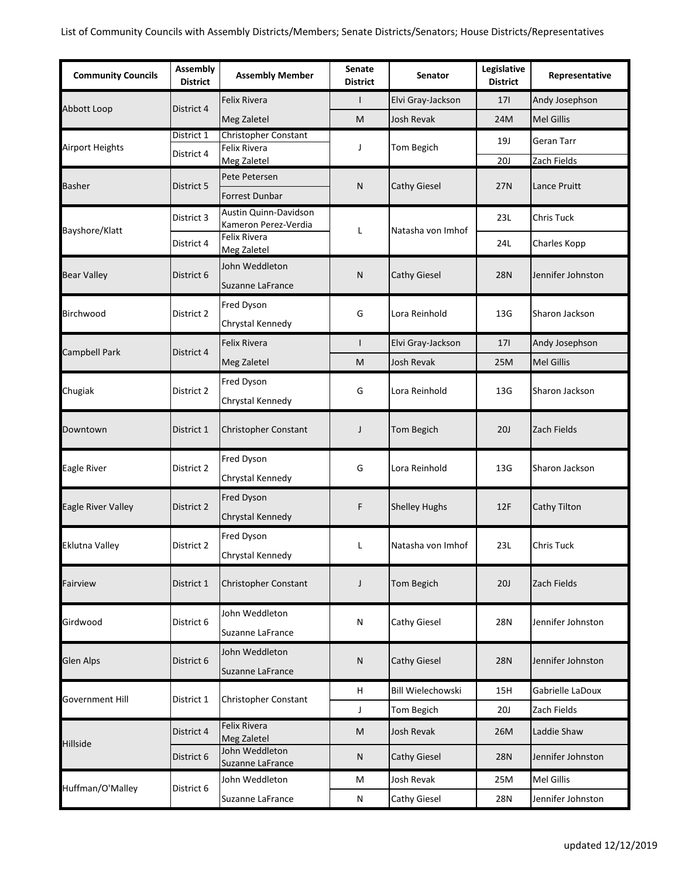List of Community Councils with Assembly Districts/Members; Senate Districts/Senators; House Districts/Representatives

| Community Councils | Assembly District | Assembly Member | Senate District | Senator | Legislative District | Representative |
|---|---|---|---|---|---|---|
| Abbott Loop | District 4 | Felix Rivera | I | Elvi Gray-Jackson | 17I | Andy Josephson |
| | | Meg Zaletel | M | Josh Revak | 24M | Mel Gillis |
| Airport Heights | District 1 | Christopher Constant | J | Tom Begich | 19J | Geran Tarr |
| | District 4 | Felix Rivera<br>Meg Zaletel | | | 20J | Zach Fields |
| Basher | District 5 | Pete Petersen<br>Forrest Dunbar | N | Cathy Giesel | 27N | Lance Pruitt |
| Bayshore/Klatt | District 3 | Austin Quinn-Davidson<br>Kameron Perez-Verdia | L | Natasha von Imhof | 23L | Chris Tuck |
| | District 4 | Felix Rivera<br>Meg Zaletel | | | 24L | Charles Kopp |
| Bear Valley | District 6 | John Weddleton<br>Suzanne LaFrance | N | Cathy Giesel | 28N | Jennifer Johnston |
| Birchwood | District 2 | Fred Dyson<br>Chrystal Kennedy | G | Lora Reinhold | 13G | Sharon Jackson |
| Campbell Park | District 4 | Felix Rivera | I | Elvi Gray-Jackson | 17I | Andy Josephson |
| | | Meg Zaletel | M | Josh Revak | 25M | Mel Gillis |
| Chugiak | District 2 | Fred Dyson<br>Chrystal Kennedy | G | Lora Reinhold | 13G | Sharon Jackson |
| Downtown | District 1 | Christopher Constant | J | Tom Begich | 20J | Zach Fields |
| Eagle River | District 2 | Fred Dyson<br>Chrystal Kennedy | G | Lora Reinhold | 13G | Sharon Jackson |
| Eagle River Valley | District 2 | Fred Dyson<br>Chrystal Kennedy | F | Shelley Hughs | 12F | Cathy Tilton |
| Eklutna Valley | District 2 | Fred Dyson<br>Chrystal Kennedy | L | Natasha von Imhof | 23L | Chris Tuck |
| Fairview | District 1 | Christopher Constant | J | Tom Begich | 20J | Zach Fields |
| Girdwood | District 6 | John Weddleton<br>Suzanne LaFrance | N | Cathy Giesel | 28N | Jennifer Johnston |
| Glen Alps | District 6 | John Weddleton<br>Suzanne LaFrance | N | Cathy Giesel | 28N | Jennifer Johnston |
| Government Hill | District 1 | Christopher Constant | H | Bill Wielechowski | 15H | Gabrielle LaDoux |
| | | | J | Tom Begich | 20J | Zach Fields |
| Hillside | District 4 | Felix Rivera<br>Meg Zaletel | M | Josh Revak | 26M | Laddie Shaw |
| | District 6 | John Weddleton<br>Suzanne LaFrance | N | Cathy Giesel | 28N | Jennifer Johnston |
| Huffman/O'Malley | District 6 | John Weddleton | M | Josh Revak | 25M | Mel Gillis |
| | | Suzanne LaFrance | N | Cathy Giesel | 28N | Jennifer Johnston |

updated 12/12/2019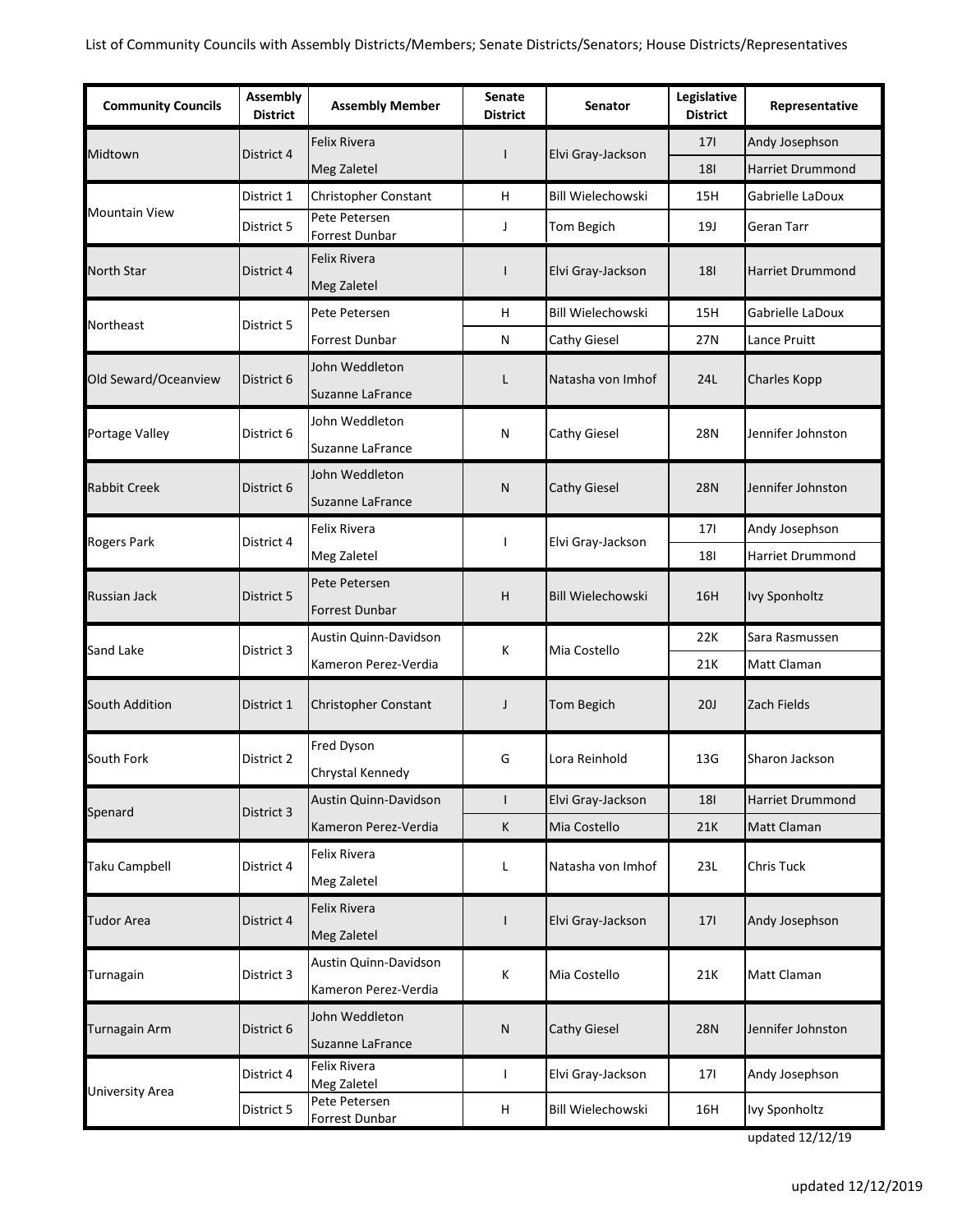List of Community Councils with Assembly Districts/Members; Senate Districts/Senators; House Districts/Representatives

| Community Councils | Assembly District | Assembly Member | Senate District | Senator | Legislative District | Representative |
|---|---|---|---|---|---|---|
| Midtown | District 4 | Felix Rivera | I | Elvi Gray-Jackson | 17I | Andy Josephson |
| | | Meg Zaletel | | | 18I | Harriet Drummond |
| Mountain View | District 1 | Christopher Constant | H | Bill Wielechowski | 15H | Gabrielle LaDoux |
| | District 5 | Pete Petersen Forrest Dunbar | J | Tom Begich | 19J | Geran Tarr |
| North Star | District 4 | Felix Rivera Meg Zaletel | I | Elvi Gray-Jackson | 18I | Harriet Drummond |
| Northeast | District 5 | Pete Petersen | H | Bill Wielechowski | 15H | Gabrielle LaDoux |
| | | Forrest Dunbar | N | Cathy Giesel | 27N | Lance Pruitt |
| Old Seward/Oceanview | District 6 | John Weddleton Suzanne LaFrance | L | Natasha von Imhof | 24L | Charles Kopp |
| Portage Valley | District 6 | John Weddleton Suzanne LaFrance | N | Cathy Giesel | 28N | Jennifer Johnston |
| Rabbit Creek | District 6 | John Weddleton Suzanne LaFrance | N | Cathy Giesel | 28N | Jennifer Johnston |
| Rogers Park | District 4 | Felix Rivera | I | Elvi Gray-Jackson | 17I | Andy Josephson |
| | | Meg Zaletel | | | 18I | Harriet Drummond |
| Russian Jack | District 5 | Pete Petersen Forrest Dunbar | H | Bill Wielechowski | 16H | Ivy Sponholtz |
| Sand Lake | District 3 | Austin Quinn-Davidson | K | Mia Costello | 22K | Sara Rasmussen |
| | | Kameron Perez-Verdia | | | 21K | Matt Claman |
| South Addition | District 1 | Christopher Constant | J | Tom Begich | 20J | Zach Fields |
| South Fork | District 2 | Fred Dyson Chrystal Kennedy | G | Lora Reinhold | 13G | Sharon Jackson |
| Spenard | District 3 | Austin Quinn-Davidson | I | Elvi Gray-Jackson | 18I | Harriet Drummond |
| | | Kameron Perez-Verdia | K | Mia Costello | 21K | Matt Claman |
| Taku Campbell | District 4 | Felix Rivera Meg Zaletel | L | Natasha von Imhof | 23L | Chris Tuck |
| Tudor Area | District 4 | Felix Rivera Meg Zaletel | I | Elvi Gray-Jackson | 17I | Andy Josephson |
| Turnagain | District 3 | Austin Quinn-Davidson Kameron Perez-Verdia | K | Mia Costello | 21K | Matt Claman |
| Turnagain Arm | District 6 | John Weddleton Suzanne LaFrance | N | Cathy Giesel | 28N | Jennifer Johnston |
| University Area | District 4 | Felix Rivera Meg Zaletel | I | Elvi Gray-Jackson | 17I | Andy Josephson |
| | District 5 | Pete Petersen Forrest Dunbar | H | Bill Wielechowski | 16H | Ivy Sponholtz |

updated 12/12/19